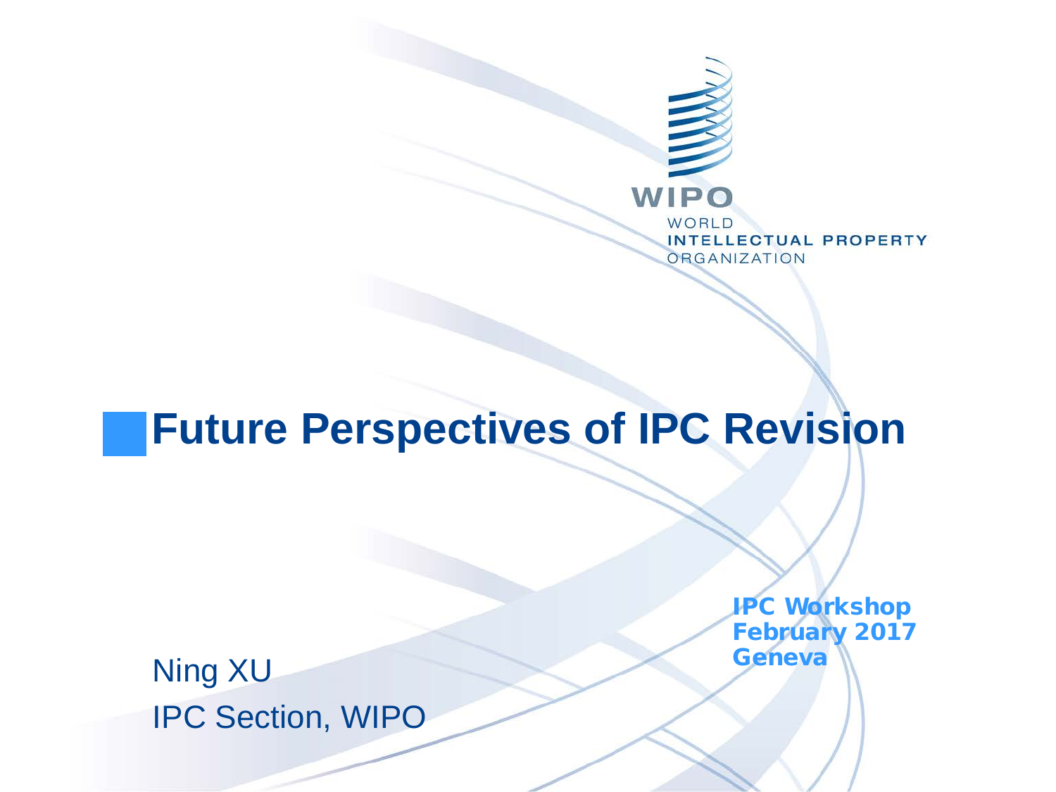WIPO
WORLD
INTELLECTUAL PROPERTY
ORGANIZATION

# Future Perspectives of IPC Revision

**IPC Workshop**
**February 2017**
**Geneva**

Ning XU
IPC Section, WIPO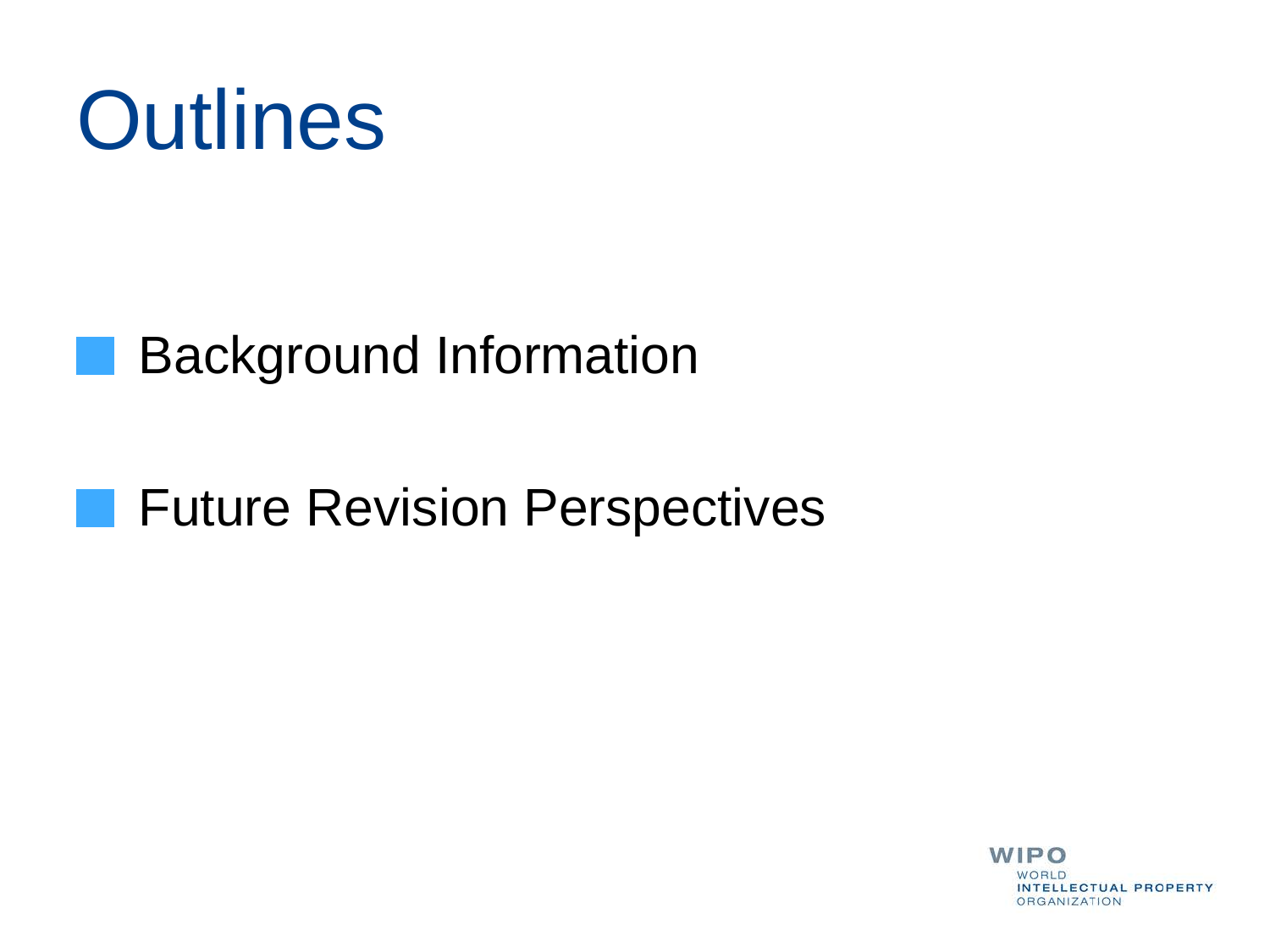# Outlines

- Background Information
- Future Revision Perspectives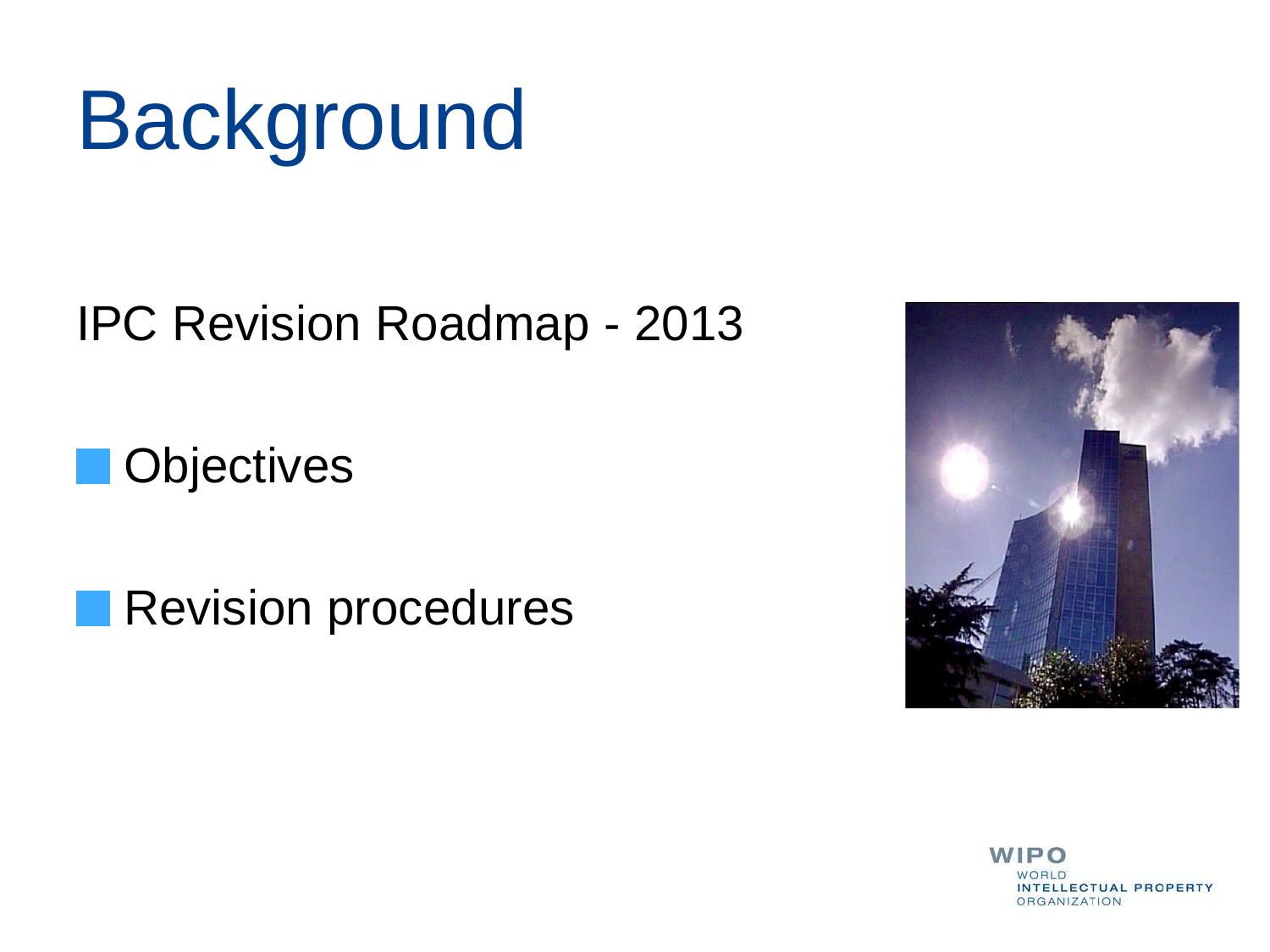# Background

IPC Revision Roadmap - 2013

- Objectives
- Revision procedures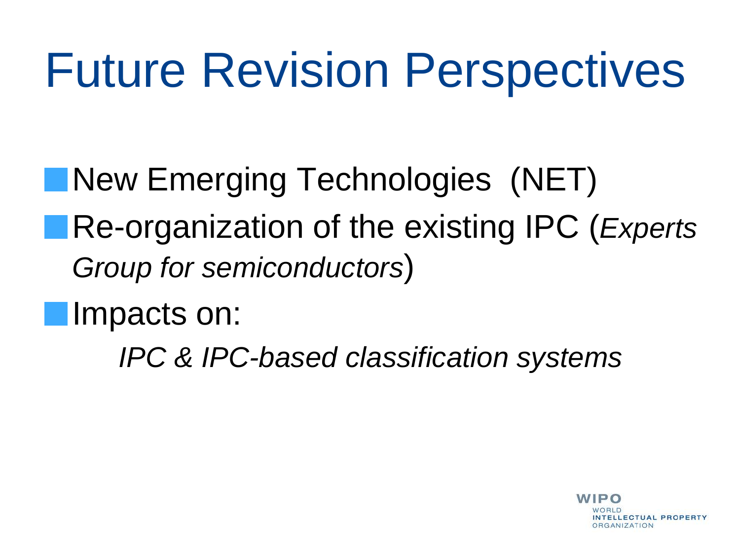# Future Revision Perspectives

- New Emerging Technologies (NET)
- Re-organization of the existing IPC (*Experts Group for semiconductors*)
- Impacts on:

  *IPC & IPC-based classification systems*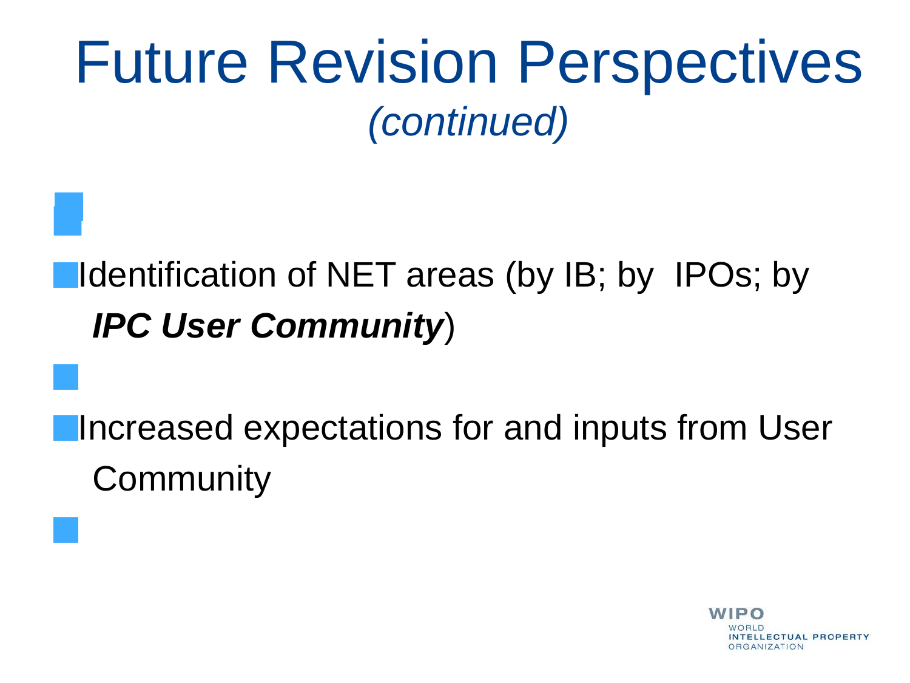# Future Revision Perspectives *(continued)*

- Identification of NET areas (by IB; by IPOs; by ***IPC User Community***)
- Increased expectations for and inputs from User Community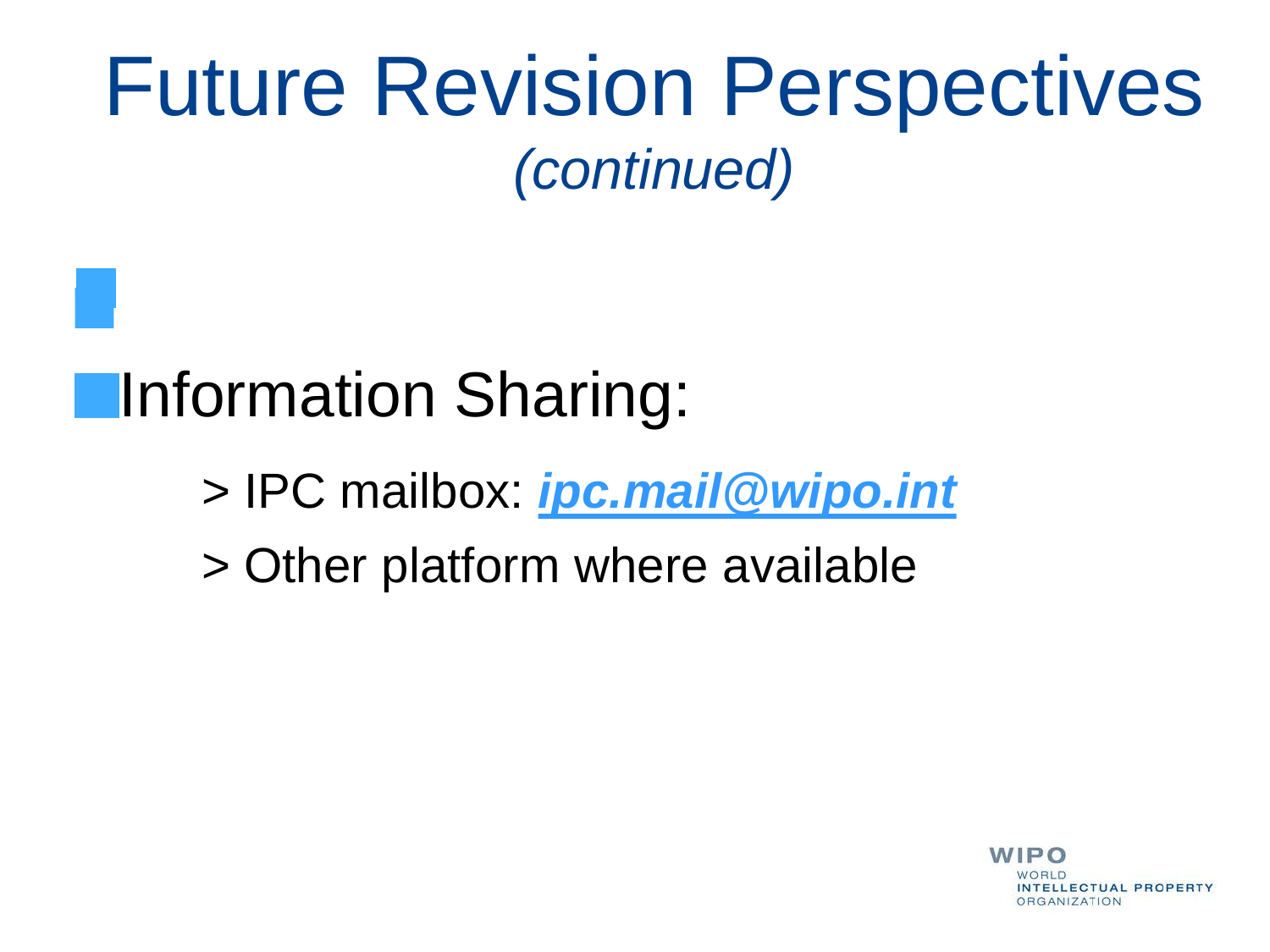# Future Revision Perspectives *(continued)*

- Information Sharing:
  - > IPC mailbox: ***ipc.mail@wipo.int***
  - > Other platform where available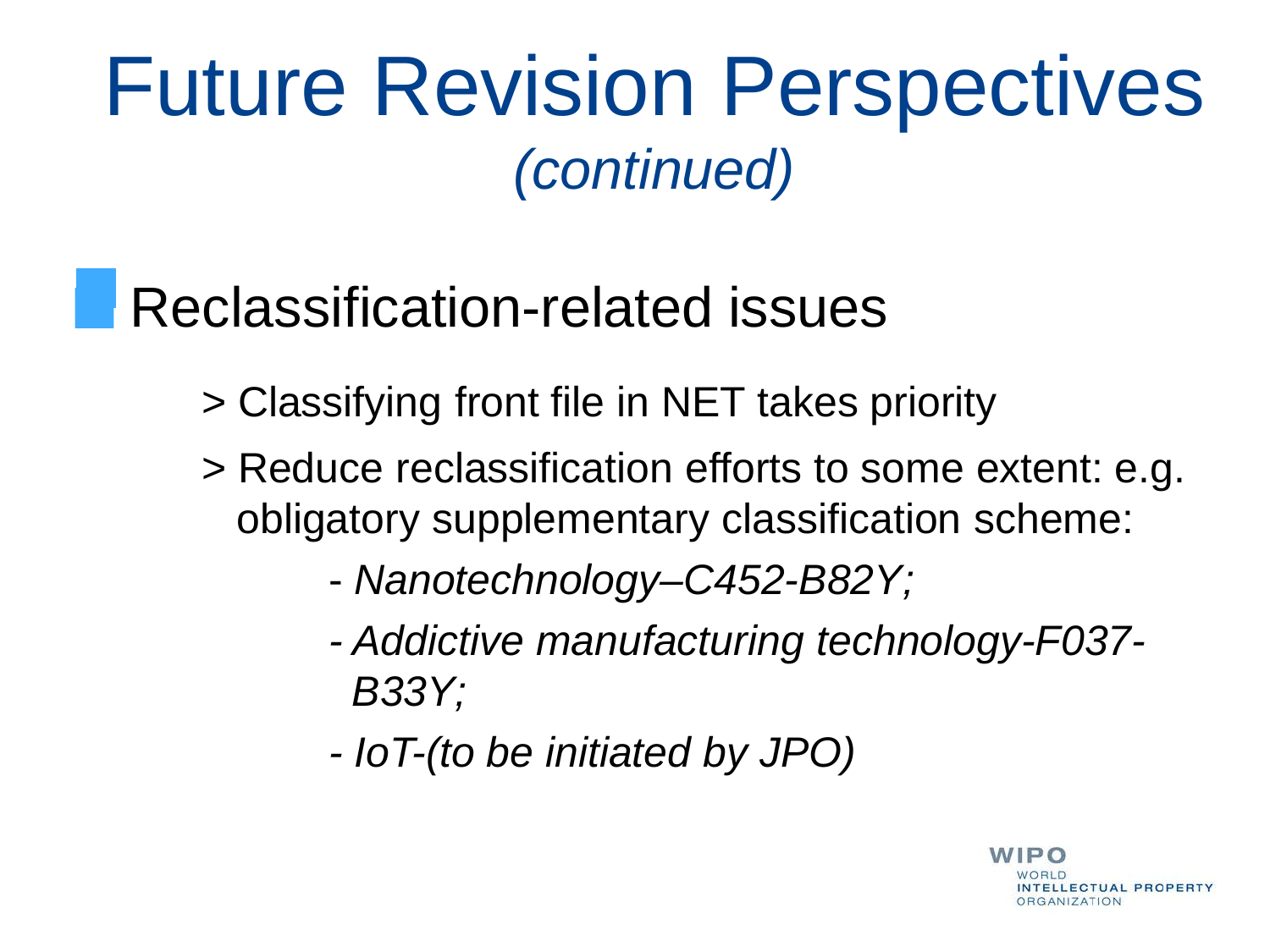# Future Revision Perspectives *(continued)*

- Reclassification-related issues
  - > Classifying front file in NET takes priority
  - > Reduce reclassification efforts to some extent: e.g. obligatory supplementary classification scheme:
    - *- Nanotechnology–C452-B82Y;*
    - *- Addictive manufacturing technology-F037-B33Y;*
    - *- IoT-(to be initiated by JPO)*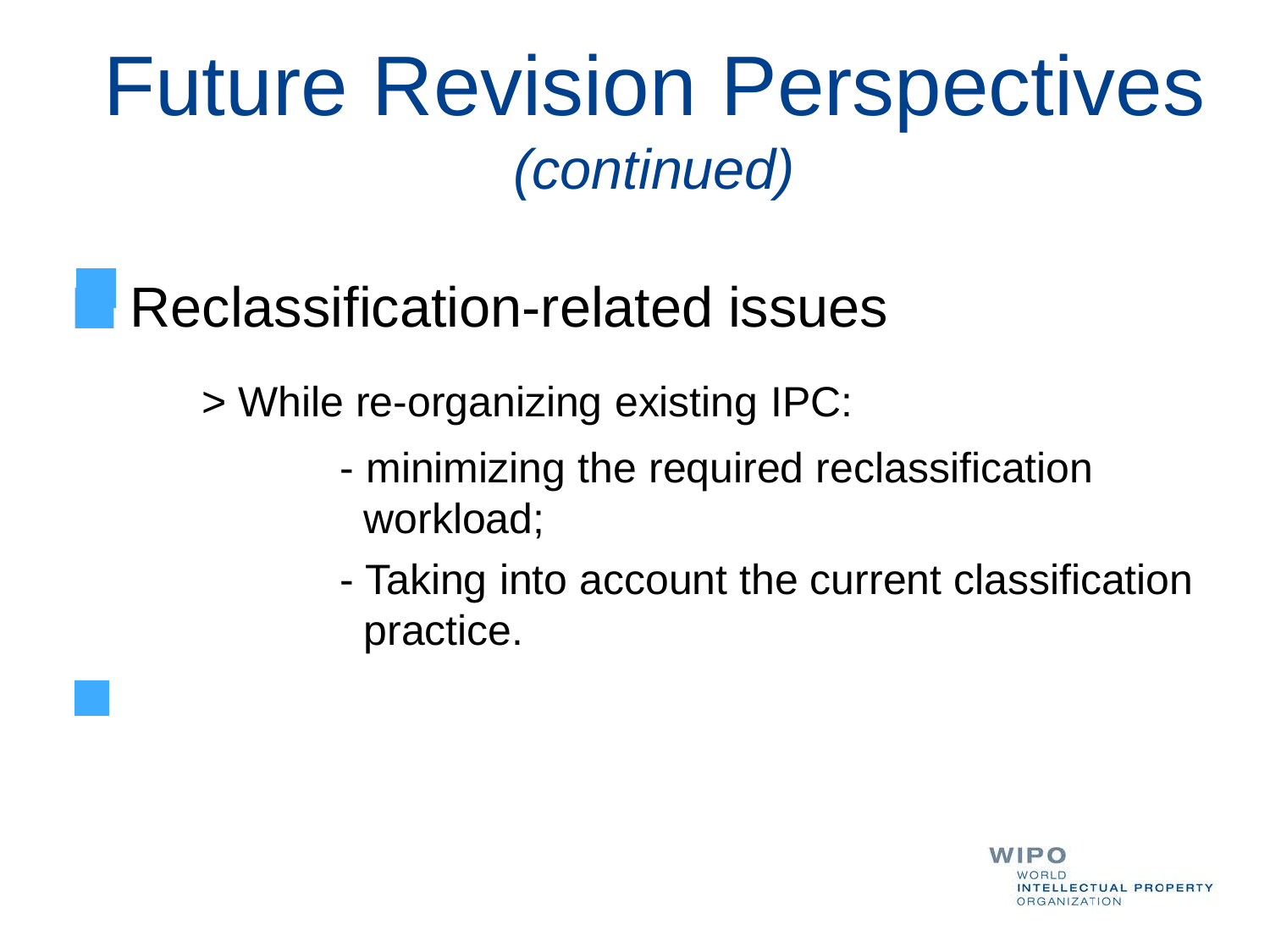# Future Revision Perspectives *(continued)*

- Reclassification-related issues

  > While re-organizing existing IPC:

  - minimizing the required reclassification workload;
  - Taking into account the current classification practice.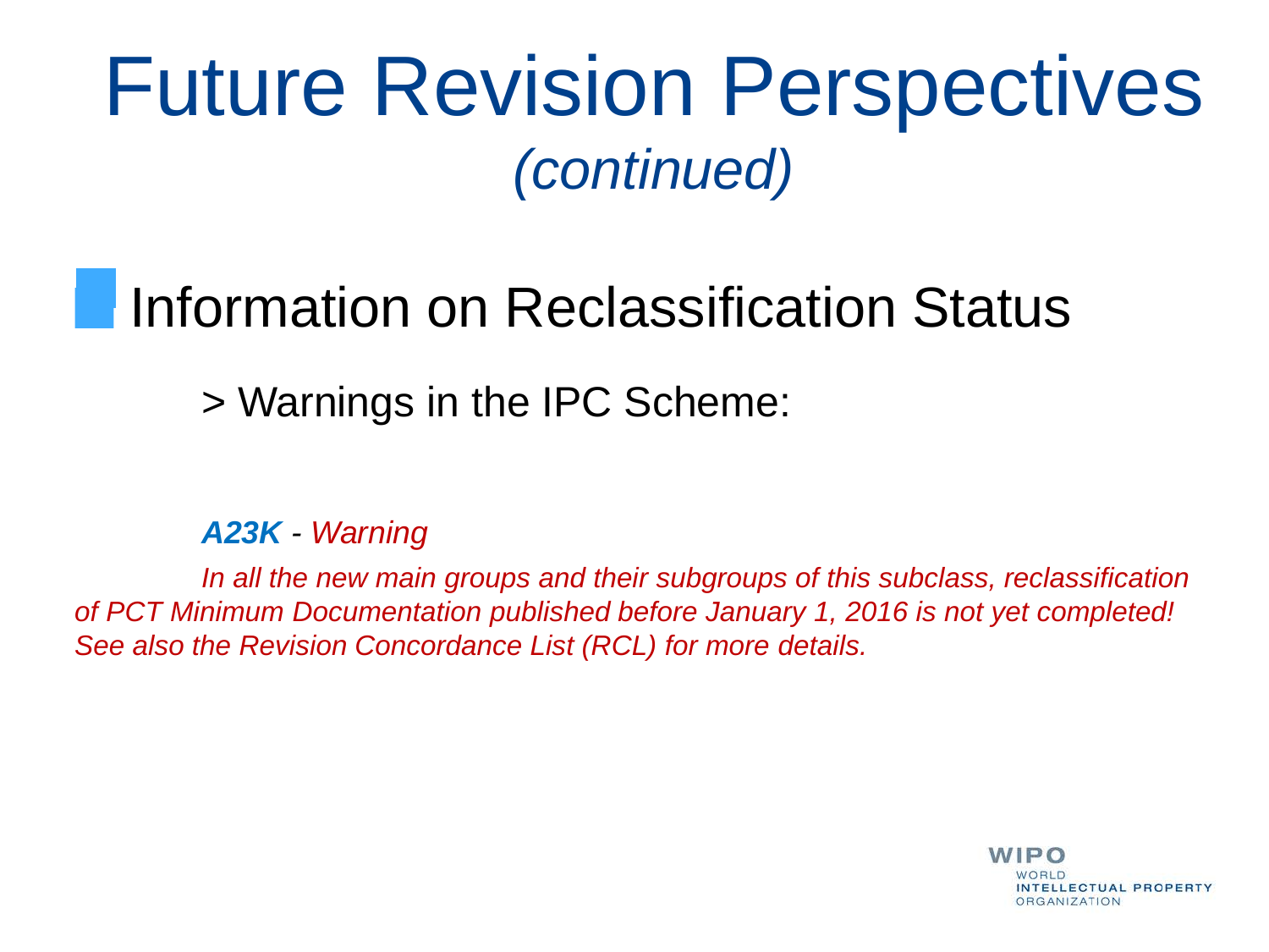# Future Revision Perspectives *(continued)*

## Information on Reclassification Status

> Warnings in the IPC Scheme:

***A23K*** - *Warning*

*In all the new main groups and their subgroups of this subclass, reclassification of PCT Minimum Documentation published before January 1, 2016 is not yet completed! See also the Revision Concordance List (RCL) for more details.*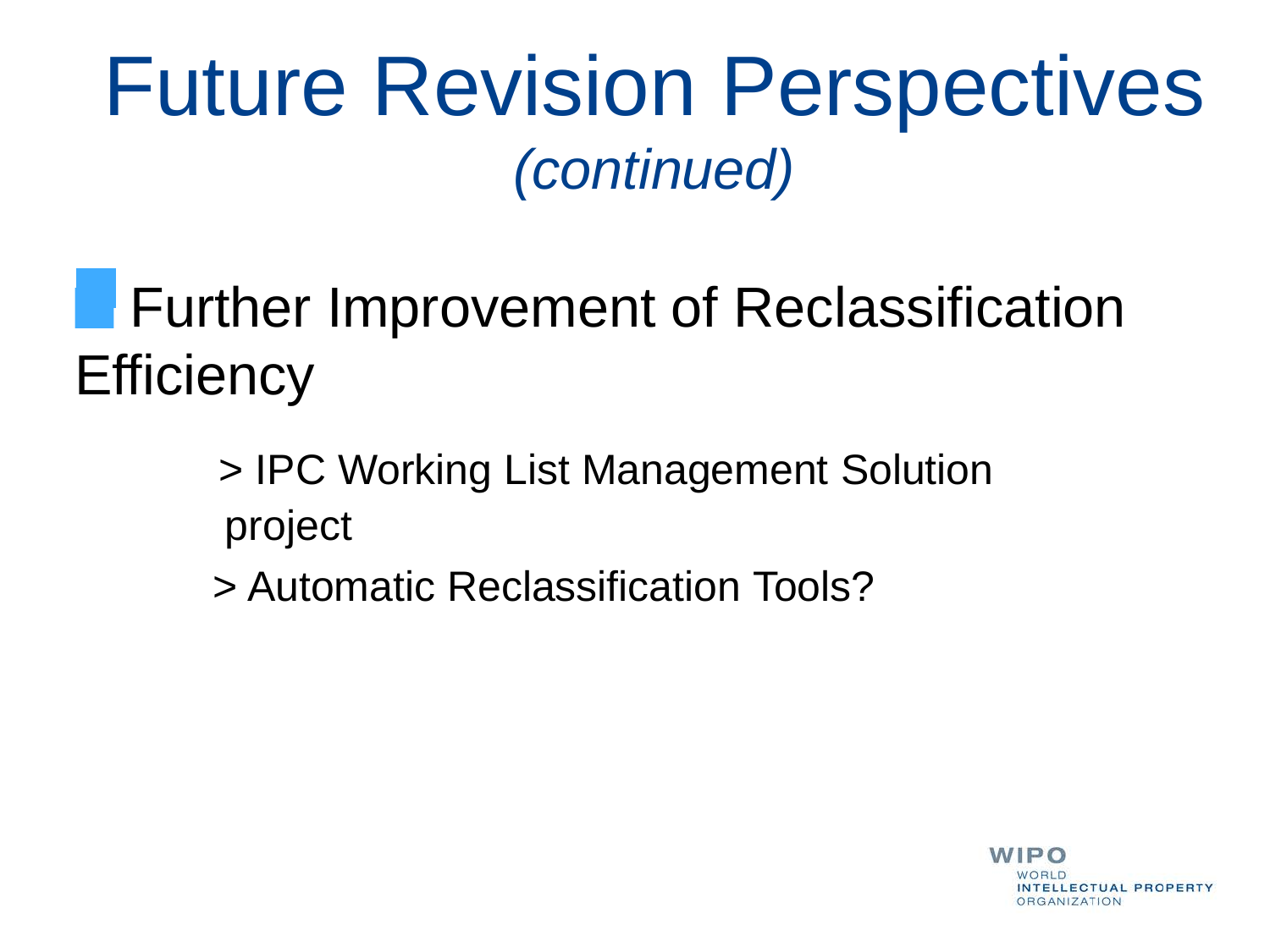# Future Revision Perspectives *(continued)*

- Further Improvement of Reclassification Efficiency

  > IPC Working List Management Solution project

  > Automatic Reclassification Tools?

WIPO WORLD INTELLECTUAL PROPERTY ORGANIZATION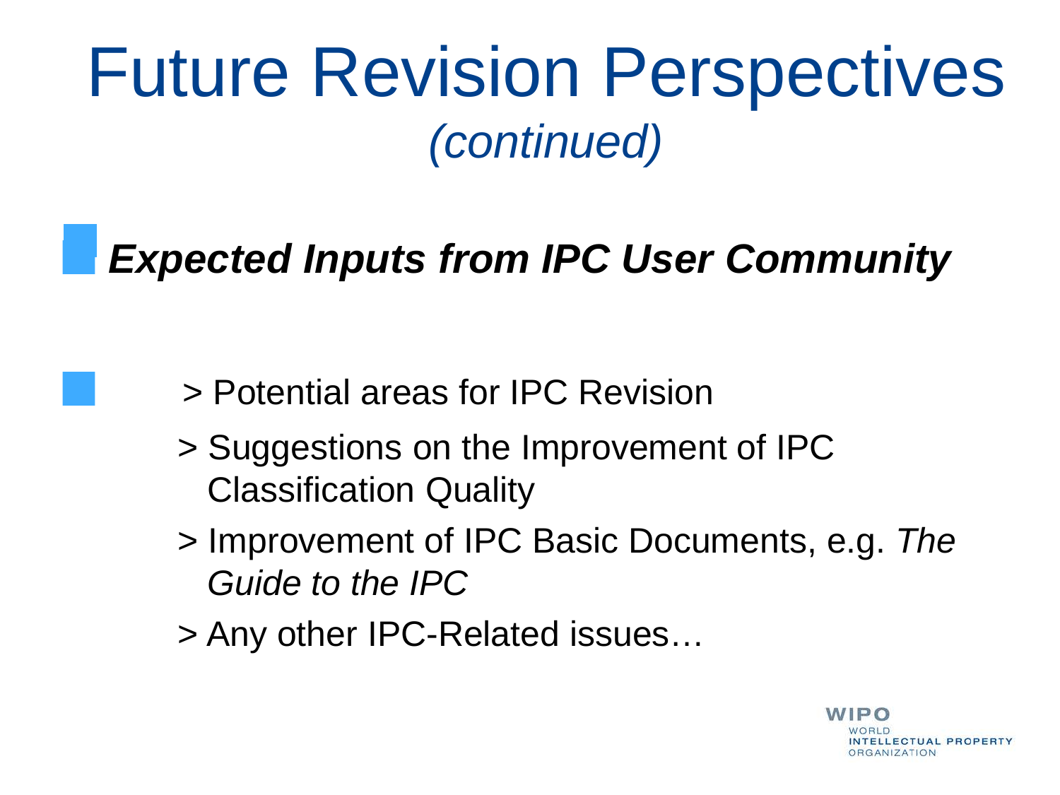# Future Revision Perspectives *(continued)*

- ***Expected Inputs from IPC User Community***

- > Potential areas for IPC Revision
  > Suggestions on the Improvement of IPC Classification Quality
  > Improvement of IPC Basic Documents, e.g. *The Guide to the IPC*
  > Any other IPC-Related issues…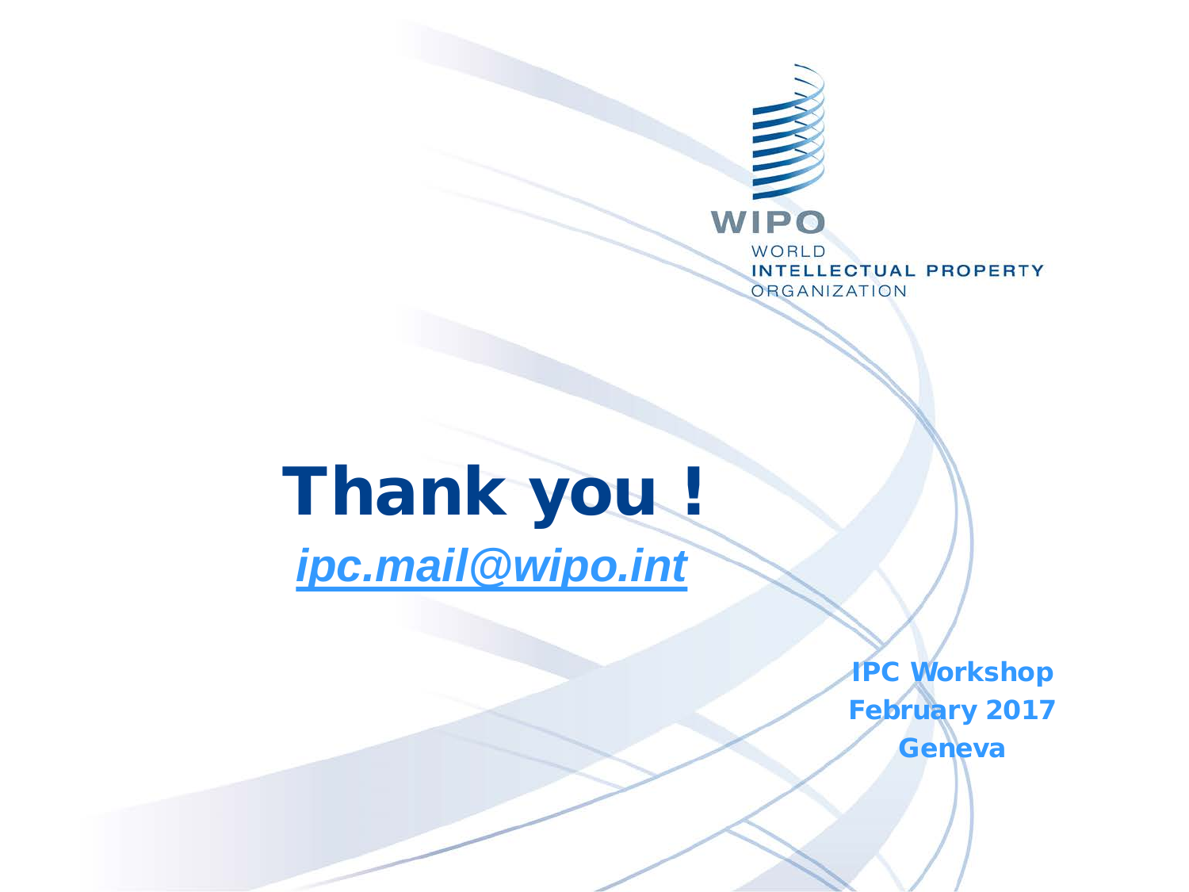WIPO

WORLD
INTELLECTUAL PROPERTY
ORGANIZATION

# Thank you !

*ipc.mail@wipo.int*

**IPC Workshop**
**February 2017**
**Geneva**